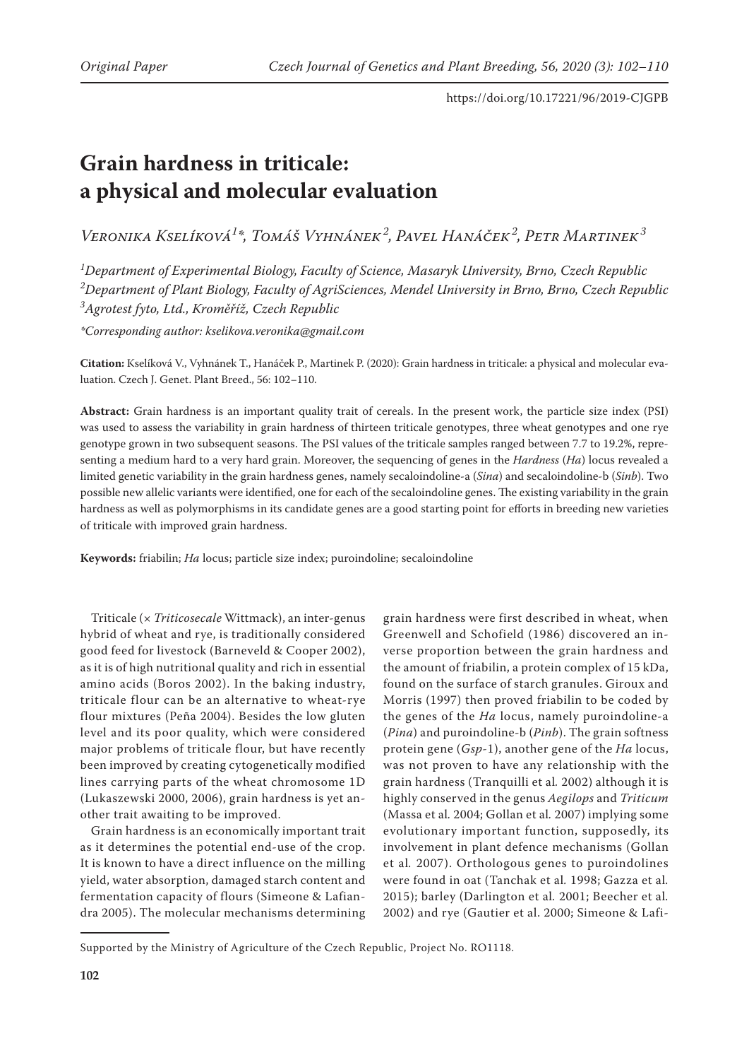# Grain hardness in triticale: a physical and molecular evaluation

Veronika Kselíková[1]*, Tomáš Vyhnánek[2], Pavel Hanáček[2], Petr Martinek[3]

[1]Department of Experimental Biology, Faculty of Science, Masaryk University, Brno, Czech Republic
[2]Department of Plant Biology, Faculty of AgriSciences, Mendel University in Brno, Brno, Czech Republic
[3]Agrotest fyto, Ltd., Kroměříž, Czech Republic

*Corresponding author: kselikova.veronika@gmail.com

**Citation:** Kselíková V., Vyhnánek T., Hanáček P., Martinek P. (2020): Grain hardness in triticale: a physical and molecular evaluation. Czech J. Genet. Plant Breed., 56: 102–110.

**Abstract:** Grain hardness is an important quality trait of cereals. In the present work, the particle size index (PSI) was used to assess the variability in grain hardness of thirteen triticale genotypes, three wheat genotypes and one rye genotype grown in two subsequent seasons. The PSI values of the triticale samples ranged between 7.7 to 19.2%, representing a medium hard to a very hard grain. Moreover, the sequencing of genes in the *Hardness* (*Ha*) locus revealed a limited genetic variability in the grain hardness genes, namely secaloindoline-a (*Sina*) and secaloindoline-b (*Sinb*). Two possible new allelic variants were identified, one for each of the secaloindoline genes. The existing variability in the grain hardness as well as polymorphisms in its candidate genes are a good starting point for efforts in breeding new varieties of triticale with improved grain hardness.

**Keywords:** friabilin; *Ha* locus; particle size index; puroindoline; secaloindoline

Triticale (× *Triticosecale* Wittmack), an inter-genus hybrid of wheat and rye, is traditionally considered good feed for livestock (Barneveld & Cooper 2002), as it is of high nutritional quality and rich in essential amino acids (Boros 2002). In the baking industry, triticale flour can be an alternative to wheat-rye flour mixtures (Peña 2004). Besides the low gluten level and its poor quality, which were considered major problems of triticale flour, but have recently been improved by creating cytogenetically modified lines carrying parts of the wheat chromosome 1D (Lukaszewski 2000, 2006), grain hardness is yet another trait awaiting to be improved.

Grain hardness is an economically important trait as it determines the potential end-use of the crop. It is known to have a direct influence on the milling yield, water absorption, damaged starch content and fermentation capacity of flours (Simeone & Lafiandra 2005). The molecular mechanisms determining grain hardness were first described in wheat, when Greenwell and Schofield (1986) discovered an inverse proportion between the grain hardness and the amount of friabilin, a protein complex of 15 kDa, found on the surface of starch granules. Giroux and Morris (1997) then proved friabilin to be coded by the genes of the *Ha* locus, namely puroindoline-a (*Pina*) and puroindoline-b (*Pinb*). The grain softness protein gene (*Gsp*-1), another gene of the *Ha* locus, was not proven to have any relationship with the grain hardness (Tranquilli et al. 2002) although it is highly conserved in the genus *Aegilops* and *Triticum* (Massa et al. 2004; Gollan et al. 2007) implying some evolutionary important function, supposedly, its involvement in plant defence mechanisms (Gollan et al. 2007). Orthologous genes to puroindolines were found in oat (Tanchak et al. 1998; Gazza et al. 2015); barley (Darlington et al. 2001; Beecher et al. 2002) and rye (Gautier et al. 2000; Simeone & Lafi-

Supported by the Ministry of Agriculture of the Czech Republic, Project No. RO1118.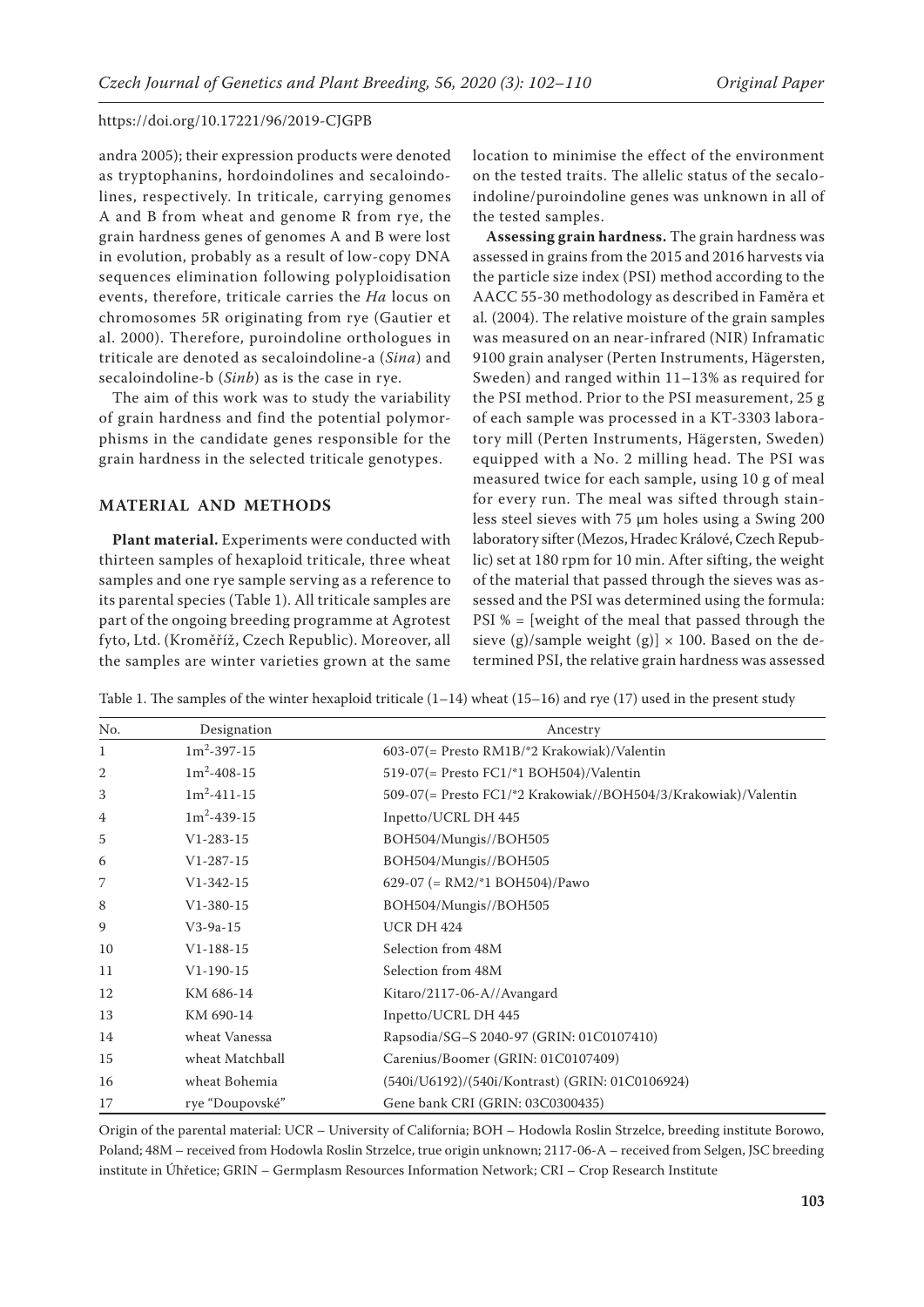andra 2005); their expression products were denoted as tryptophanins, hordoindolines and secaloindolines, respectively. In triticale, carrying genomes A and B from wheat and genome R from rye, the grain hardness genes of genomes A and B were lost in evolution, probably as a result of low-copy DNA sequences elimination following polyploidisation events, therefore, triticale carries the *Ha* locus on chromosomes 5R originating from rye (Gautier et al. 2000). Therefore, puroindoline orthologues in triticale are denoted as secaloindoline-a (*Sina*) and secaloindoline-b (*Sinb*) as is the case in rye.

The aim of this work was to study the variability of grain hardness and find the potential polymorphisms in the candidate genes responsible for the grain hardness in the selected triticale genotypes.

## MATERIAL AND METHODS

**Plant material.** Experiments were conducted with thirteen samples of hexaploid triticale, three wheat samples and one rye sample serving as a reference to its parental species (Table 1). All triticale samples are part of the ongoing breeding programme at Agrotest fyto, Ltd. (Kroměříž, Czech Republic). Moreover, all the samples are winter varieties grown at the same location to minimise the effect of the environment on the tested traits. The allelic status of the secaloindoline/puroindoline genes was unknown in all of the tested samples.

**Assessing grain hardness.** The grain hardness was assessed in grains from the 2015 and 2016 harvests via the particle size index (PSI) method according to the AACC 55-30 methodology as described in Faměra et al*.* (2004). The relative moisture of the grain samples was measured on an near-infrared (NIR) Inframatic 9100 grain analyser (Perten Instruments, Hägersten, Sweden) and ranged within 11–13% as required for the PSI method. Prior to the PSI measurement, 25 g of each sample was processed in a KT-3303 laboratory mill (Perten Instruments, Hägersten, Sweden) equipped with a No. 2 milling head. The PSI was measured twice for each sample, using 10 g of meal for every run. The meal was sifted through stainless steel sieves with 75 µm holes using a Swing 200 laboratory sifter (Mezos, Hradec Králové, Czech Republic) set at 180 rpm for 10 min. After sifting, the weight of the material that passed through the sieves was assessed and the PSI was determined using the formula: PSI % = [weight of the meal that passed through the sieve (g)/sample weight (g)] × 100. Based on the determined PSI, the relative grain hardness was assessed

Table 1. The samples of the winter hexaploid triticale (1–14) wheat (15–16) and rye (17) used in the present study

| No. | Designation | Ancestry |
|---|---|---|
| 1 | $1m^2$-397-15 | 603-07(= Presto RM1B/*2 Krakowiak)/Valentin |
| 2 | $1m^2$-408-15 | 519-07(= Presto FC1/*1 BOH504)/Valentin |
| 3 | $1m^2$-411-15 | 509-07(= Presto FC1/*2 Krakowiak//BOH504/3/Krakowiak)/Valentin |
| 4 | $1m^2$-439-15 | Inpetto/UCRL DH 445 |
| 5 | V1-283-15 | BOH504/Mungis//BOH505 |
| 6 | V1-287-15 | BOH504/Mungis//BOH505 |
| 7 | V1-342-15 | 629-07 (= RM2/*1 BOH504)/Pawo |
| 8 | V1-380-15 | BOH504/Mungis//BOH505 |
| 9 | V3-9a-15 | UCR DH 424 |
| 10 | V1-188-15 | Selection from 48M |
| 11 | V1-190-15 | Selection from 48M |
| 12 | KM 686-14 | Kitaro/2117-06-A//Avangard |
| 13 | KM 690-14 | Inpetto/UCRL DH 445 |
| 14 | wheat Vanessa | Rapsodia/SG–S 2040-97 (GRIN: 01C0107410) |
| 15 | wheat Matchball | Carenius/Boomer (GRIN: 01C0107409) |
| 16 | wheat Bohemia | (540i/U6192)/(540i/Kontrast) (GRIN: 01C0106924) |
| 17 | rye "Doupovské" | Gene bank CRI (GRIN: 03C0300435) |

Origin of the parental material: UCR – University of California; BOH – Hodowla Roslin Strzelce, breeding institute Borowo, Poland; 48M – received from Hodowla Roslin Strzelce, true origin unknown; 2117-06-A – received from Selgen, JSC breeding institute in Úhřetice; GRIN – Germplasm Resources Information Network; CRI – Crop Research Institute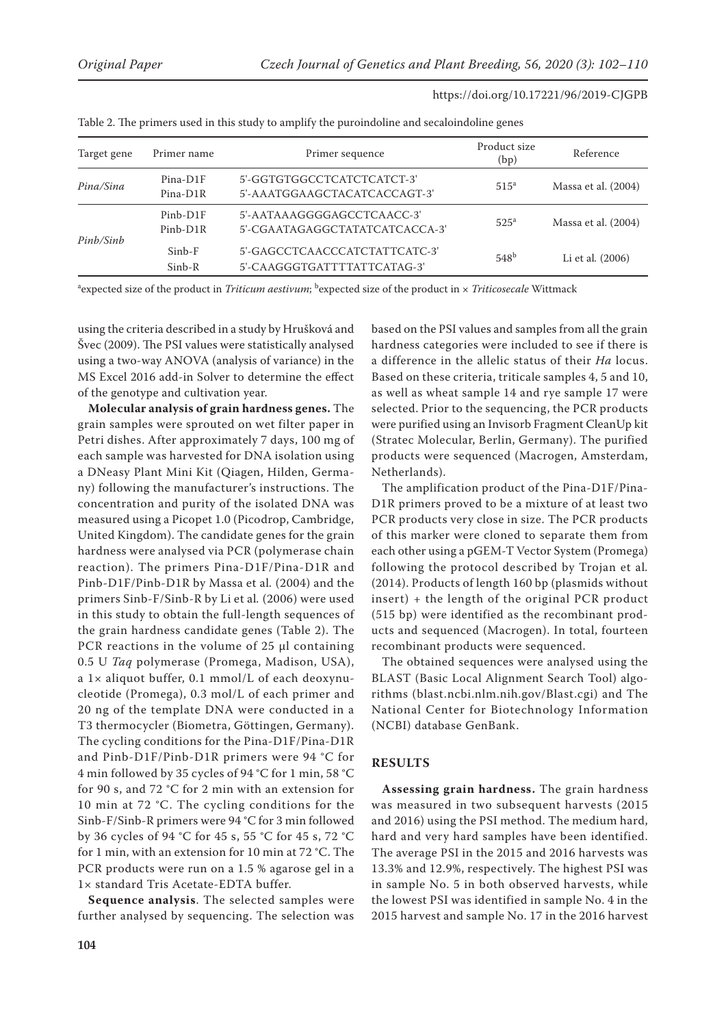Table 2. The primers used in this study to amplify the puroindoline and secaloindoline genes

| Target gene | Primer name | Primer sequence | Product size (bp) | Reference |
|---|---|---|---|---|
| *Pina/Sina* | Pina-D1F<br>Pina-D1R | 5'-GGTGTGGCCTCATCTCATCT-3'<br>5'-AAATGGAAGCTACATCACCAGT-3' | 515[a] | Massa et al. (2004) |
| *Pinb/Sinb* | Pinb-D1F<br>Pinb-D1R | 5'-AATAAAGGGGAGCCTCAACC-3'<br>5'-CGAATAGAGGCTATATCATCACCA-3' | 525[a] | Massa et al. (2004) |
| | Sinb-F<br>Sinb-R | 5'-GAGCCTCAACCCATCTATTCATC-3'<br>5'-CAAGGGTGATTTTATTCATAG-3' | 548[b] | Li et al. (2006) |

[a]expected size of the product in *Triticum aestivum*; [b]expected size of the product in × *Triticosecale* Wittmack

using the criteria described in a study by Hrušková and Švec (2009). The PSI values were statistically analysed using a two-way ANOVA (analysis of variance) in the MS Excel 2016 add-in Solver to determine the effect of the genotype and cultivation year.

**Molecular analysis of grain hardness genes.** The grain samples were sprouted on wet filter paper in Petri dishes. After approximately 7 days, 100 mg of each sample was harvested for DNA isolation using a DNeasy Plant Mini Kit (Qiagen, Hilden, Germany) following the manufacturer's instructions. The concentration and purity of the isolated DNA was measured using a Picopet 1.0 (Picodrop, Cambridge, United Kingdom). The candidate genes for the grain hardness were analysed via PCR (polymerase chain reaction). The primers Pina-D1F/Pina-D1R and Pinb-D1F/Pinb-D1R by Massa et al. (2004) and the primers Sinb-F/Sinb-R by Li et al. (2006) were used in this study to obtain the full-length sequences of the grain hardness candidate genes (Table 2). The PCR reactions in the volume of 25 µl containing 0.5 U *Taq* polymerase (Promega, Madison, USA), a 1× aliquot buffer, 0.1 mmol/L of each deoxynucleotide (Promega), 0.3 mol/L of each primer and 20 ng of the template DNA were conducted in a T3 thermocycler (Biometra, Göttingen, Germany). The cycling conditions for the Pina-D1F/Pina-D1R and Pinb-D1F/Pinb-D1R primers were 94 °C for 4 min followed by 35 cycles of 94 °C for 1 min, 58 °C for 90 s, and 72 °C for 2 min with an extension for 10 min at 72 °C. The cycling conditions for the Sinb-F/Sinb-R primers were 94 °C for 3 min followed by 36 cycles of 94 °C for 45 s, 55 °C for 45 s, 72 °C for 1 min, with an extension for 10 min at 72 °C. The PCR products were run on a 1.5 % agarose gel in a 1× standard Tris Acetate-EDTA buffer.

**Sequence analysis**. The selected samples were further analysed by sequencing. The selection was based on the PSI values and samples from all the grain hardness categories were included to see if there is a difference in the allelic status of their *Ha* locus. Based on these criteria, triticale samples 4, 5 and 10, as well as wheat sample 14 and rye sample 17 were selected. Prior to the sequencing, the PCR products were purified using an Invisorb Fragment CleanUp kit (Stratec Molecular, Berlin, Germany). The purified products were sequenced (Macrogen, Amsterdam, Netherlands).

The amplification product of the Pina-D1F/Pina-D1R primers proved to be a mixture of at least two PCR products very close in size. The PCR products of this marker were cloned to separate them from each other using a pGEM-T Vector System (Promega) following the protocol described by Trojan et al. (2014). Products of length 160 bp (plasmids without insert) + the length of the original PCR product (515 bp) were identified as the recombinant products and sequenced (Macrogen). In total, fourteen recombinant products were sequenced.

The obtained sequences were analysed using the BLAST (Basic Local Alignment Search Tool) algorithms (blast.ncbi.nlm.nih.gov/Blast.cgi) and The National Center for Biotechnology Information (NCBI) database GenBank.

## RESULTS

**Assessing grain hardness.** The grain hardness was measured in two subsequent harvests (2015 and 2016) using the PSI method. The medium hard, hard and very hard samples have been identified. The average PSI in the 2015 and 2016 harvests was 13.3% and 12.9%, respectively. The highest PSI was in sample No. 5 in both observed harvests, while the lowest PSI was identified in sample No. 4 in the 2015 harvest and sample No. 17 in the 2016 harvest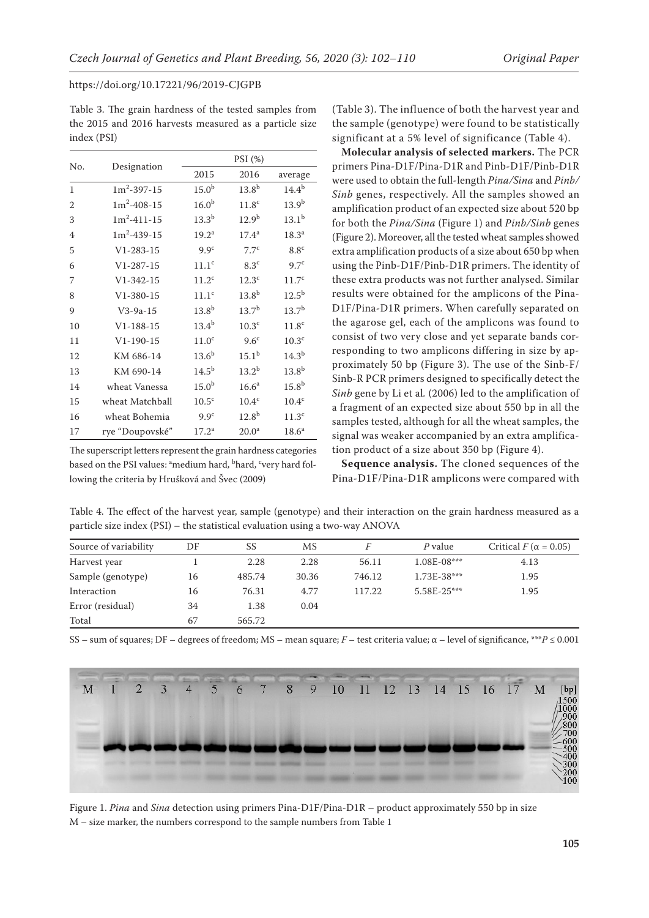Table 3. The grain hardness of the tested samples from the 2015 and 2016 harvests measured as a particle size index (PSI)

| No. | Designation | PSI (%) | | |
|---|---|---|---|---|
| | | 2015 | 2016 | average |
| 1 | $1m^2$-397-15 | $15.0^b$ | $13.8^b$ | $14.4^b$ |
| 2 | $1m^2$-408-15 | $16.0^b$ | $11.8^c$ | $13.9^b$ |
| 3 | $1m^2$-411-15 | $13.3^b$ | $12.9^b$ | $13.1^b$ |
| 4 | $1m^2$-439-15 | $19.2^a$ | $17.4^a$ | $18.3^a$ |
| 5 | V1-283-15 | $9.9^c$ | $7.7^c$ | $8.8^c$ |
| 6 | V1-287-15 | $11.1^c$ | $8.3^c$ | $9.7^c$ |
| 7 | V1-342-15 | $11.2^c$ | $12.3^c$ | $11.7^c$ |
| 8 | V1-380-15 | $11.1^c$ | $13.8^b$ | $12.5^b$ |
| 9 | V3-9a-15 | $13.8^b$ | $13.7^b$ | $13.7^b$ |
| 10 | V1-188-15 | $13.4^b$ | $10.3^c$ | $11.8^c$ |
| 11 | V1-190-15 | $11.0^c$ | $9.6^c$ | $10.3^c$ |
| 12 | KM 686-14 | $13.6^b$ | $15.1^b$ | $14.3^b$ |
| 13 | KM 690-14 | $14.5^b$ | $13.2^b$ | $13.8^b$ |
| 14 | wheat Vanessa | $15.0^b$ | $16.6^a$ | $15.8^b$ |
| 15 | wheat Matchball | $10.5^c$ | $10.4^c$ | $10.4^c$ |
| 16 | wheat Bohemia | $9.9^c$ | $12.8^b$ | $11.3^c$ |
| 17 | rye "Doupovské" | $17.2^a$ | $20.0^a$ | $18.6^a$ |

The superscript letters represent the grain hardness categories based on the PSI values: [a]medium hard, [b]hard, [c]very hard following the criteria by Hrušková and Švec (2009)

(Table 3). The influence of both the harvest year and the sample (genotype) were found to be statistically significant at a 5% level of significance (Table 4).

**Molecular analysis of selected markers.** The PCR primers Pina-D1F/Pina-D1R and Pinb-D1F/Pinb-D1R were used to obtain the full-length *Pina/Sina* and *Pinb/Sinb* genes, respectively. All the samples showed an amplification product of an expected size about 520 bp for both the *Pina/Sina* (Figure 1) and *Pinb/Sinb* genes (Figure 2). Moreover, all the tested wheat samples showed extra amplification products of a size about 650 bp when using the Pinb-D1F/Pinb-D1R primers. The identity of these extra products was not further analysed. Similar results were obtained for the amplicons of the Pina-D1F/Pina-D1R primers. When carefully separated on the agarose gel, each of the amplicons was found to consist of two very close and yet separate bands corresponding to two amplicons differing in size by approximately 50 bp (Figure 3). The use of the Sinb-F/Sinb-R PCR primers designed to specifically detect the *Sinb* gene by Li et al*.* (2006) led to the amplification of a fragment of an expected size about 550 bp in all the samples tested, although for all the wheat samples, the signal was weaker accompanied by an extra amplification product of a size about 350 bp (Figure 4).

**Sequence analysis.** The cloned sequences of the Pina-D1F/Pina-D1R amplicons were compared with

Table 4. The effect of the harvest year, sample (genotype) and their interaction on the grain hardness measured as a particle size index (PSI) – the statistical evaluation using a two-way ANOVA

| Source of variability | DF | SS | MS | $F$ | $P$ value | Critical $F$ ($\alpha$ = 0.05) |
|---|---|---|---|---|---|---|
| Harvest year | 1 | 2.28 | 2.28 | 56.11 | 1.08E-08*** | 4.13 |
| Sample (genotype) | 16 | 485.74 | 30.36 | 746.12 | 1.73E-38*** | 1.95 |
| Interaction | 16 | 76.31 | 4.77 | 117.22 | 5.58E-25*** | 1.95 |
| Error (residual) | 34 | 1.38 | 0.04 | | | |
| Total | 67 | 565.72 | | | | |

SS – sum of squares; DF – degrees of freedom; MS – mean square; $F$ – test criteria value; $\alpha$ – level of significance, $^{***}P \leq 0.001$

Figure 1. *Pina* and *Sina* detection using primers Pina-D1F/Pina-D1R – product approximately 550 bp in size
M – size marker, the numbers correspond to the sample numbers from Table 1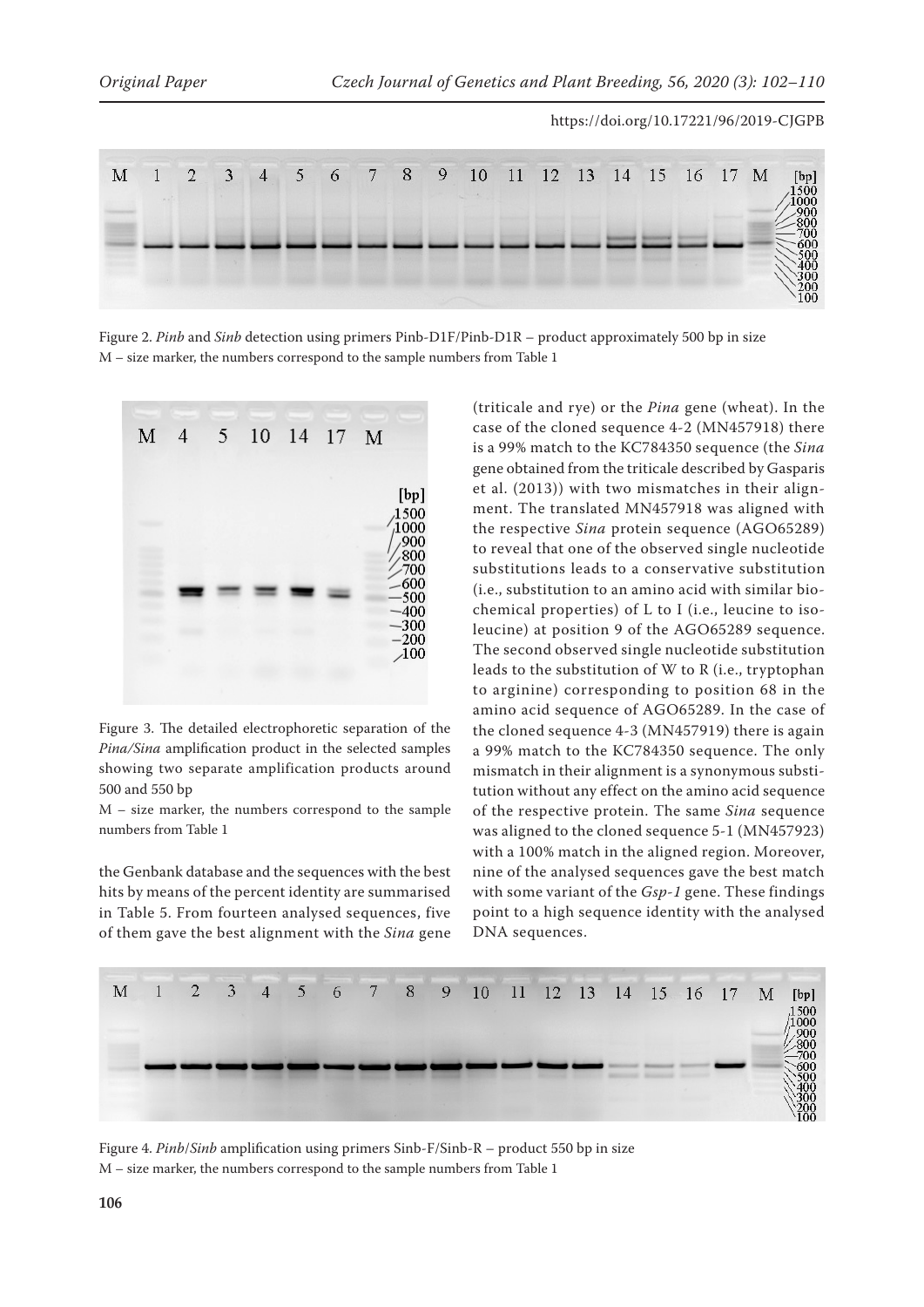Figure 2. *Pinb* and *Sinb* detection using primers Pinb-D1F/Pinb-D1R – product approximately 500 bp in size
M – size marker, the numbers correspond to the sample numbers from Table 1

Figure 3. The detailed electrophoretic separation of the *Pina/Sina* amplification product in the selected samples showing two separate amplification products around 500 and 550 bp
M – size marker, the numbers correspond to the sample numbers from Table 1

the Genbank database and the sequences with the best hits by means of the percent identity are summarised in Table 5. From fourteen analysed sequences, five of them gave the best alignment with the *Sina* gene (triticale and rye) or the *Pina* gene (wheat). In the case of the cloned sequence 4-2 (MN457918) there is a 99% match to the KC784350 sequence (the *Sina* gene obtained from the triticale described by Gasparis et al. (2013)) with two mismatches in their alignment. The translated MN457918 was aligned with the respective *Sina* protein sequence (AGO65289) to reveal that one of the observed single nucleotide substitutions leads to a conservative substitution (i.e., substitution to an amino acid with similar biochemical properties) of L to I (i.e., leucine to isoleucine) at position 9 of the AGO65289 sequence. The second observed single nucleotide substitution leads to the substitution of W to R (i.e., tryptophan to arginine) corresponding to position 68 in the amino acid sequence of AGO65289. In the case of the cloned sequence 4-3 (MN457919) there is again a 99% match to the KC784350 sequence. The only mismatch in their alignment is a synonymous substitution without any effect on the amino acid sequence of the respective protein. The same *Sina* sequence was aligned to the cloned sequence 5-1 (MN457923) with a 100% match in the aligned region. Moreover, nine of the analysed sequences gave the best match with some variant of the *Gsp-1* gene. These findings point to a high sequence identity with the analysed DNA sequences.

Figure 4. *Pinb*/*Sinb* amplification using primers Sinb-F/Sinb-R – product 550 bp in size
M – size marker, the numbers correspond to the sample numbers from Table 1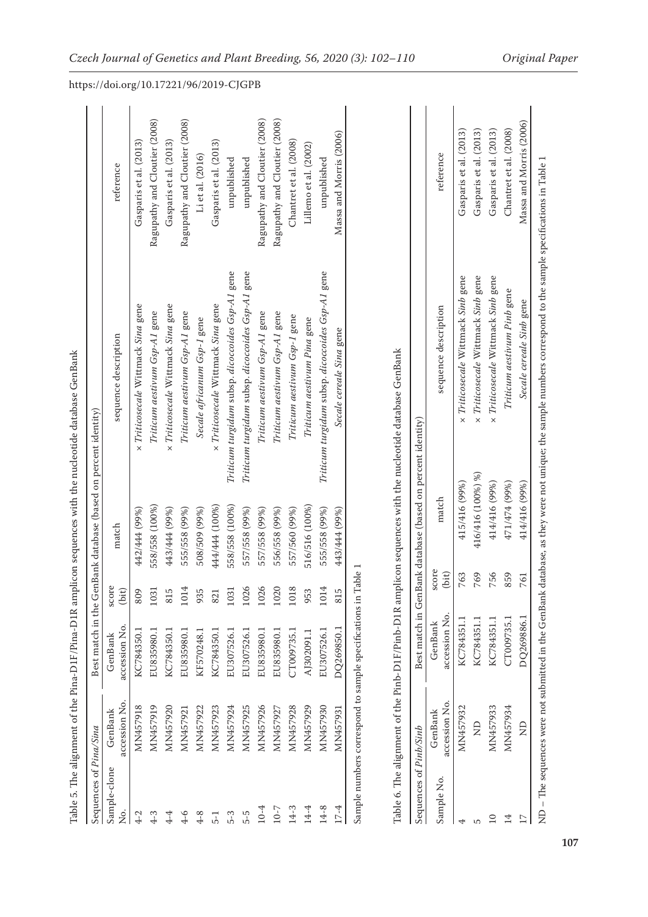https://doi.org/10.17221/96/2019-CJGPB

Table 5. The alignment of the Pina-D1F/Pina-D1R amplicon sequences with the nucleotide database GenBank

| Sequences of *Pina/Sina* | | Best match in the GenBank database (based on percent identity) | | | | |
|---|---|---|---|---|---|---|
| Sample-clone No. | GenBank accession No. | GenBank accession No. | score (bit) | match | sequence description | reference |
| 4-2 | MN457918 | KC784350.1 | 809 | 442/444 (99%) | × *Triticosecale* Wittmack *Sina* gene | Gasparis et al. (2013) |
| 4-3 | MN457919 | EU835980.1 | 1031 | 558/558 (100%) | *Triticum aestivum Gsp-A1* gene | Ragupathy and Cloutier (2008) |
| 4-4 | MN457920 | KC784350.1 | 815 | 443/444 (99%) | × *Triticosecale* Wittmack *Sina* gene | Gasparis et al. (2013) |
| 4-6 | MN457921 | EU835980.1 | 1014 | 555/558 (99%) | *Triticum aestivum Gsp-A1* gene | Ragupathy and Cloutier (2008) |
| 4-8 | MN457922 | KF570248.1 | 935 | 508/509 (99%) | *Secale africanum Gsp-1* gene | Li et al. (2016) |
| 5-1 | MN457923 | KC784350.1 | 821 | 444/444 (100%) | × *Triticosecale* Wittmack *Sina* gene | Gasparis et al. (2013) |
| 5-3 | MN457924 | EU307526.1 | 1031 | 558/558 (100%) | *Triticum turgidum* subsp. *dicoccoides Gsp-A1* gene | unpublished |
| 5-5 | MN457925 | EU307526.1 | 1026 | 557/558 (99%) | *Triticum turgidum* subsp. *dicoccoides Gsp-A1* gene | unpublished |
| 10-4 | MN457926 | EU835980.1 | 1026 | 557/558 (99%) | *Triticum aestivum Gsp-A1* gene | Ragupathy and Cloutier (2008) |
| 10-7 | MN457927 | EU835980.1 | 1020 | 556/558 (99%) | *Triticum aestivum Gsp-A1* gene | Ragupathy and Cloutier (2008) |
| 14-3 | MN457928 | CT009735.1 | 1018 | 557/560 (99%) | *Triticum aestivum Gsp-1* gene | Chantret et al. (2008) |
| 14-4 | MN457929 | AJ302091.1 | 953 | 516/516 (100%) | *Triticum aestivum Pina* gene | Lillemo et al. (2002) |
| 14-8 | MN457930 | EU307526.1 | 1014 | 555/558 (99%) | *Triticum turgidum* subsp. *dicoccoides Gsp-A1* gene | unpublished |
| 17-4 | MN457931 | DQ269850.1 | 815 | 443/444 (99%) | *Secale cereale Sina* gene | Massa and Morris (2006) |

Sample numbers correspond to sample specifications in Table 1

Table 6. The alignment of the Pinb-D1F/Pinb-D1R amplicon sequences with the nucleotide database GenBank

| Sequences of *Pinb/Sinb* | | Best match in GenBank database (based on percent identity) | | | | |
|---|---|---|---|---|---|---|
| Sample No. | GenBank accession No. | GenBank accession No. | score (bit) | match | sequence description | reference |
| 4 | MN457932 | KC784351.1 | 763 | 415/416 (99%) | × *Triticosecale* Wittmack *Sinb* gene | Gasparis et al. (2013) |
| 5 | ND | KC784351.1 | 769 | 416/416 (100%) %) | × *Triticosecale* Wittmack *Sinb* gene | Gasparis et al. (2013) |
| 10 | MN457933 | KC784351.1 | 756 | 414/416 (99%) | × *Triticosecale* Wittmack *Sinb* gene | Gasparis et al. (2013) |
| 14 | MN457934 | CT009735.1 | 859 | 471/474 (99%) | *Triticum aestivum Pinb* gene | Chantret et al. (2008) |
| 17 | ND | DQ269886.1 | 761 | 414/416 (99%) | *Secale cereale Sinb* gene | Massa and Morris (2006) |

ND – The sequences were not submitted in the GenBank database, as they were not unique; the sample numbers correspond to the sample specifications in Table 1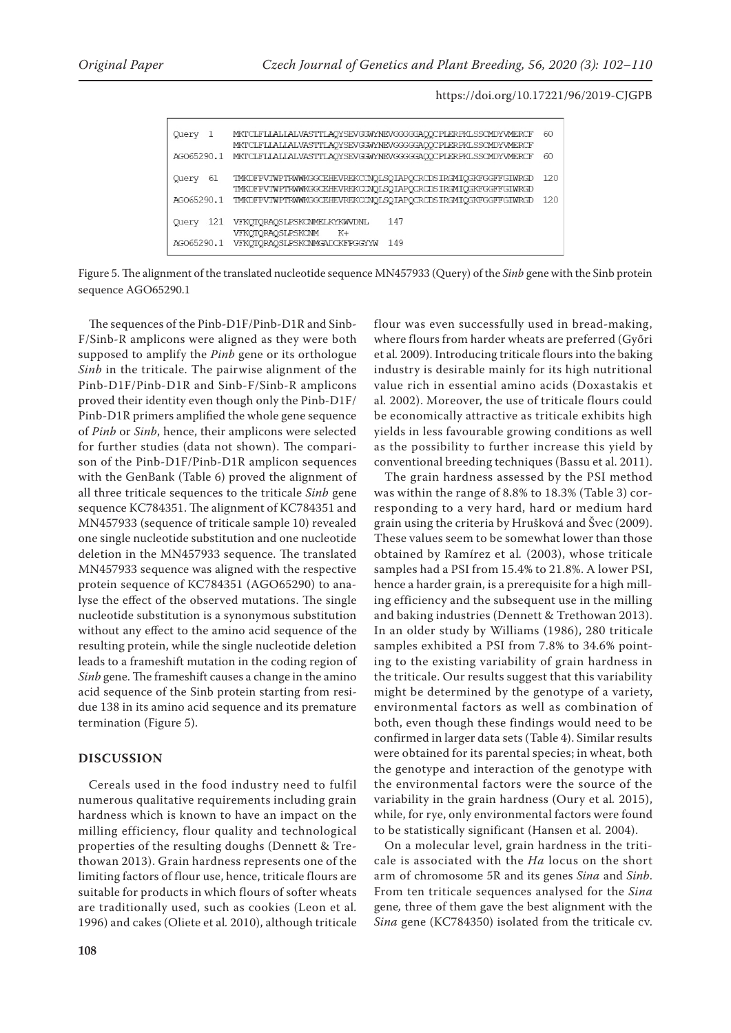```
Query  1     MKTCLFLLALLALVASTTLAQYSEVGGWYNEVGGGGGAQQCPLERPKLSSCMDYVMERCF  60
             MKTCLFLLALLALVASTTLAQYSEVGGWYNEVGGGGGAQQCPLERPKLSSCMDYVMERCF
AGO65290.1   MKTCLFLLALLALVASTTLAQYSEVGGWYNEVGGGGGAQQCPLERPKLSSCMDYVMERCF  60

Query  61    TMKDFPVTWPTRWWKGGCEHEVREKCCNQLSQIAPQCRCDSIRGMIQGKFGGFFGIWRGD  120
             TMKDFPVTWPTRWWKGGCEHEVREKCCNQLSQIAPQCRCDSIRGMIQGKFGGFFGIWRGD
AGO65290.1   TMKDFPVTWPTRWWKGGCEHEVREKCCNQLSQIAPQCRCDSIRGMIQGKFGGFFGIWRGD  120

Query  121   VFKQTQRAQSLPSKCNMELKYKWVDNL     147
             VFKQTQRAQSLPSKCNM    K+
AGO65290.1   VFKQTQRAQSLPSKCNMGADCKFPGGYYW  149
```

Figure 5. The alignment of the translated nucleotide sequence MN457933 (Query) of the *Sinb* gene with the Sinb protein sequence AGO65290.1

The sequences of the Pinb-D1F/Pinb-D1R and Sinb-F/Sinb-R amplicons were aligned as they were both supposed to amplify the *Pinb* gene or its orthologue *Sinb* in the triticale. The pairwise alignment of the Pinb-D1F/Pinb-D1R and Sinb-F/Sinb-R amplicons proved their identity even though only the Pinb-D1F/Pinb-D1R primers amplified the whole gene sequence of *Pinb* or *Sinb*, hence, their amplicons were selected for further studies (data not shown). The comparison of the Pinb-D1F/Pinb-D1R amplicon sequences with the GenBank (Table 6) proved the alignment of all three triticale sequences to the triticale *Sinb* gene sequence KC784351. The alignment of KC784351 and MN457933 (sequence of triticale sample 10) revealed one single nucleotide substitution and one nucleotide deletion in the MN457933 sequence. The translated MN457933 sequence was aligned with the respective protein sequence of KC784351 (AGO65290) to analyse the effect of the observed mutations. The single nucleotide substitution is a synonymous substitution without any effect to the amino acid sequence of the resulting protein, while the single nucleotide deletion leads to a frameshift mutation in the coding region of *Sinb* gene. The frameshift causes a change in the amino acid sequence of the Sinb protein starting from residue 138 in its amino acid sequence and its premature termination (Figure 5).

## DISCUSSION

Cereals used in the food industry need to fulfil numerous qualitative requirements including grain hardness which is known to have an impact on the milling efficiency, flour quality and technological properties of the resulting doughs (Dennett & Trethowan 2013). Grain hardness represents one of the limiting factors of flour use, hence, triticale flours are suitable for products in which flours of softer wheats are traditionally used, such as cookies (Leon et al. 1996) and cakes (Oliete et al. 2010), although triticale flour was even successfully used in bread-making, where flours from harder wheats are preferred (Győri et al. 2009). Introducing triticale flours into the baking industry is desirable mainly for its high nutritional value rich in essential amino acids (Doxastakis et al. 2002). Moreover, the use of triticale flours could be economically attractive as triticale exhibits high yields in less favourable growing conditions as well as the possibility to further increase this yield by conventional breeding techniques (Bassu et al. 2011).

The grain hardness assessed by the PSI method was within the range of 8.8% to 18.3% (Table 3) corresponding to a very hard, hard or medium hard grain using the criteria by Hrušková and Švec (2009). These values seem to be somewhat lower than those obtained by Ramírez et al. (2003), whose triticale samples had a PSI from 15.4% to 21.8%. A lower PSI, hence a harder grain, is a prerequisite for a high milling efficiency and the subsequent use in the milling and baking industries (Dennett & Trethowan 2013). In an older study by Williams (1986), 280 triticale samples exhibited a PSI from 7.8% to 34.6% pointing to the existing variability of grain hardness in the triticale. Our results suggest that this variability might be determined by the genotype of a variety, environmental factors as well as combination of both, even though these findings would need to be confirmed in larger data sets (Table 4). Similar results were obtained for its parental species; in wheat, both the genotype and interaction of the genotype with the environmental factors were the source of the variability in the grain hardness (Oury et al. 2015), while, for rye, only environmental factors were found to be statistically significant (Hansen et al. 2004).

On a molecular level, grain hardness in the triticale is associated with the *Ha* locus on the short arm of chromosome 5R and its genes *Sina* and *Sinb*. From ten triticale sequences analysed for the *Sina* gene, three of them gave the best alignment with the *Sina* gene (KC784350) isolated from the triticale cv.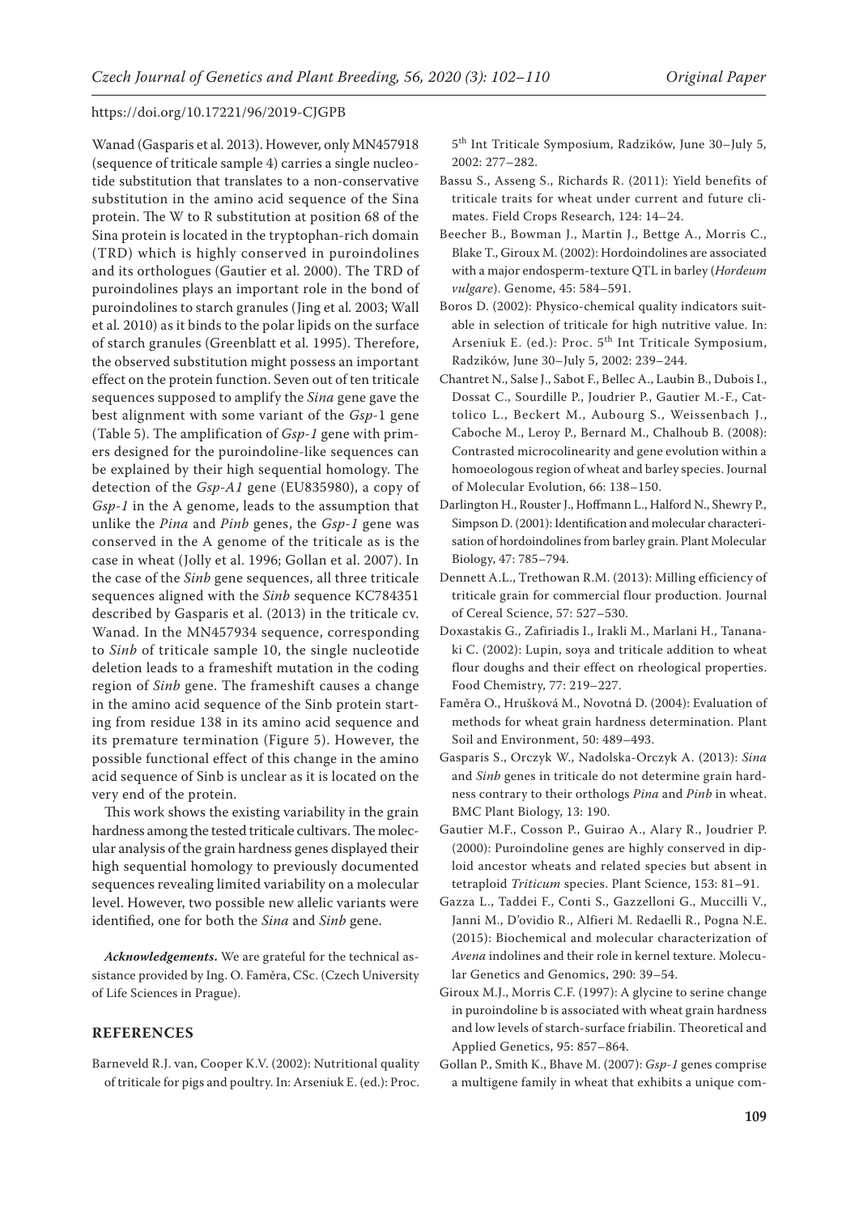Wanad (Gasparis et al. 2013). However, only MN457918 (sequence of triticale sample 4) carries a single nucleotide substitution that translates to a non-conservative substitution in the amino acid sequence of the Sina protein. The W to R substitution at position 68 of the Sina protein is located in the tryptophan-rich domain (TRD) which is highly conserved in puroindolines and its orthologues (Gautier et al. 2000). The TRD of puroindolines plays an important role in the bond of puroindolines to starch granules (Jing et al. 2003; Wall et al. 2010) as it binds to the polar lipids on the surface of starch granules (Greenblatt et al. 1995). Therefore, the observed substitution might possess an important effect on the protein function. Seven out of ten triticale sequences supposed to amplify the *Sina* gene gave the best alignment with some variant of the *Gsp*-1 gene (Table 5). The amplification of *Gsp-1* gene with primers designed for the puroindoline-like sequences can be explained by their high sequential homology. The detection of the *Gsp-A1* gene (EU835980), a copy of *Gsp-1* in the A genome, leads to the assumption that unlike the *Pina* and *Pinb* genes, the *Gsp-1* gene was conserved in the A genome of the triticale as is the case in wheat (Jolly et al. 1996; Gollan et al. 2007). In the case of the *Sinb* gene sequences, all three triticale sequences aligned with the *Sinb* sequence KC784351 described by Gasparis et al. (2013) in the triticale cv. Wanad. In the MN457934 sequence, corresponding to *Sinb* of triticale sample 10, the single nucleotide deletion leads to a frameshift mutation in the coding region of *Sinb* gene. The frameshift causes a change in the amino acid sequence of the Sinb protein starting from residue 138 in its amino acid sequence and its premature termination (Figure 5). However, the possible functional effect of this change in the amino acid sequence of Sinb is unclear as it is located on the very end of the protein.

This work shows the existing variability in the grain hardness among the tested triticale cultivars. The molecular analysis of the grain hardness genes displayed their high sequential homology to previously documented sequences revealing limited variability on a molecular level. However, two possible new allelic variants were identified, one for both the *Sina* and *Sinb* gene.

***Acknowledgements***. We are grateful for the technical assistance provided by Ing. O. Faměra, CSc. (Czech University of Life Sciences in Prague).

## REFERENCES

Barneveld R.J. van, Cooper K.V. (2002): Nutritional quality of triticale for pigs and poultry. In: Arseniuk E. (ed.): Proc. 5th Int Triticale Symposium, Radzików, June 30–July 5, 2002: 277–282.

Bassu S., Asseng S., Richards R. (2011): Yield benefits of triticale traits for wheat under current and future climates. Field Crops Research, 124: 14–24.

Beecher B., Bowman J., Martin J., Bettge A., Morris C., Blake T., Giroux M. (2002): Hordoindolines are associated with a major endosperm-texture QTL in barley (*Hordeum vulgare*). Genome, 45: 584–591.

Boros D. (2002): Physico-chemical quality indicators suitable in selection of triticale for high nutritive value. In: Arseniuk E. (ed.): Proc. 5th Int Triticale Symposium, Radzików, June 30–July 5, 2002: 239–244.

Chantret N., Salse J., Sabot F., Bellec A., Laubin B., Dubois I., Dossat C., Sourdille P., Joudrier P., Gautier M.-F., Cattolico L., Beckert M., Aubourg S., Weissenbach J., Caboche M., Leroy P., Bernard M., Chalhoub B. (2008): Contrasted microcolinearity and gene evolution within a homoeologous region of wheat and barley species. Journal of Molecular Evolution, 66: 138–150.

Darlington H., Rouster J., Hoffmann L., Halford N., Shewry P., Simpson D. (2001): Identification and molecular characterisation of hordoindolines from barley grain. Plant Molecular Biology, 47: 785–794.

Dennett A.L., Trethowan R.M. (2013): Milling efficiency of triticale grain for commercial flour production. Journal of Cereal Science, 57: 527–530.

Doxastakis G., Zafiriadis I., Irakli M., Marlani H., Tananaki C. (2002): Lupin, soya and triticale addition to wheat flour doughs and their effect on rheological properties. Food Chemistry, 77: 219–227.

Faměra O., Hrušková M., Novotná D. (2004): Evaluation of methods for wheat grain hardness determination. Plant Soil and Environment, 50: 489–493.

Gasparis S., Orczyk W., Nadolska-Orczyk A. (2013): *Sina* and *Sinb* genes in triticale do not determine grain hardness contrary to their orthologs *Pina* and *Pinb* in wheat. BMC Plant Biology, 13: 190.

Gautier M.F., Cosson P., Guirao A., Alary R., Joudrier P. (2000): Puroindoline genes are highly conserved in diploid ancestor wheats and related species but absent in tetraploid *Triticum* species. Plant Science, 153: 81–91.

Gazza L., Taddei F., Conti S., Gazzelloni G., Muccilli V., Janni M., D'ovidio R., Alfieri M. Redaelli R., Pogna N.E. (2015): Biochemical and molecular characterization of *Avena* indolines and their role in kernel texture. Molecular Genetics and Genomics, 290: 39–54.

Giroux M.J., Morris C.F. (1997): A glycine to serine change in puroindoline b is associated with wheat grain hardness and low levels of starch-surface friabilin. Theoretical and Applied Genetics, 95: 857–864.

Gollan P., Smith K., Bhave M. (2007): *Gsp-1* genes comprise a multigene family in wheat that exhibits a unique com-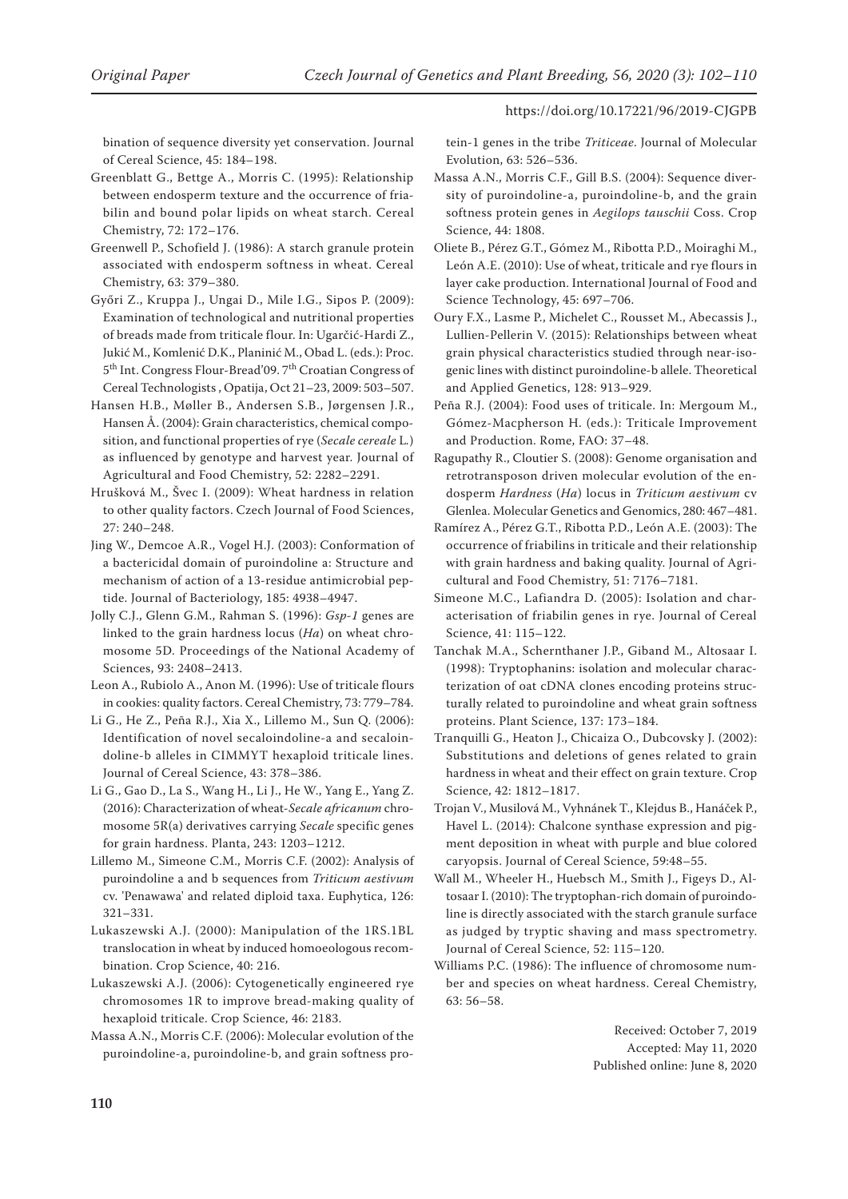bination of sequence diversity yet conservation. Journal of Cereal Science, 45: 184–198.

Greenblatt G., Bettge A., Morris C. (1995): Relationship between endosperm texture and the occurrence of friabilin and bound polar lipids on wheat starch. Cereal Chemistry, 72: 172–176.

Greenwell P., Schofield J. (1986): A starch granule protein associated with endosperm softness in wheat. Cereal Chemistry, 63: 379–380.

Győri Z., Kruppa J., Ungai D., Mile I.G., Sipos P. (2009): Examination of technological and nutritional properties of breads made from triticale flour. In: Ugarčić-Hardi Z., Jukić M., Komlenić D.K., Planinić M., Obad L. (eds.): Proc. 5th Int. Congress Flour-Bread'09. 7th Croatian Congress of Cereal Technologists , Opatija, Oct 21–23, 2009: 503–507.

Hansen H.B., Møller B., Andersen S.B., Jørgensen J.R., Hansen Å. (2004): Grain characteristics, chemical composition, and functional properties of rye (*Secale cereale* L.) as influenced by genotype and harvest year. Journal of Agricultural and Food Chemistry, 52: 2282–2291.

Hrušková M., Švec I. (2009): Wheat hardness in relation to other quality factors. Czech Journal of Food Sciences, 27: 240–248.

Jing W., Demcoe A.R., Vogel H.J. (2003): Conformation of a bactericidal domain of puroindoline a: Structure and mechanism of action of a 13-residue antimicrobial peptide. Journal of Bacteriology, 185: 4938–4947.

Jolly C.J., Glenn G.M., Rahman S. (1996): *Gsp-1* genes are linked to the grain hardness locus (*Ha*) on wheat chromosome 5D. Proceedings of the National Academy of Sciences, 93: 2408–2413.

Leon A., Rubiolo A., Anon M. (1996): Use of triticale flours in cookies: quality factors. Cereal Chemistry, 73: 779–784.

Li G., He Z., Peña R.J., Xia X., Lillemo M., Sun Q. (2006): Identification of novel secaloindoline-a and secaloindoline-b alleles in CIMMYT hexaploid triticale lines. Journal of Cereal Science, 43: 378–386.

Li G., Gao D., La S., Wang H., Li J., He W., Yang E., Yang Z. (2016): Characterization of wheat-*Secale africanum* chromosome 5R(a) derivatives carrying *Secale* specific genes for grain hardness. Planta, 243: 1203–1212.

Lillemo M., Simeone C.M., Morris C.F. (2002): Analysis of puroindoline a and b sequences from *Triticum aestivum* cv. 'Penawawa' and related diploid taxa. Euphytica, 126: 321–331.

Lukaszewski A.J. (2000): Manipulation of the 1RS.1BL translocation in wheat by induced homoeologous recombination. Crop Science, 40: 216.

Lukaszewski A.J. (2006): Cytogenetically engineered rye chromosomes 1R to improve bread-making quality of hexaploid triticale. Crop Science, 46: 2183.

Massa A.N., Morris C.F. (2006): Molecular evolution of the puroindoline-a, puroindoline-b, and grain softness protein-1 genes in the tribe *Triticeae*. Journal of Molecular Evolution, 63: 526–536.

Massa A.N., Morris C.F., Gill B.S. (2004): Sequence diversity of puroindoline-a, puroindoline-b, and the grain softness protein genes in *Aegilops tauschii* Coss. Crop Science, 44: 1808.

Oliete B., Pérez G.T., Gómez M., Ribotta P.D., Moiraghi M., León A.E. (2010): Use of wheat, triticale and rye flours in layer cake production. International Journal of Food and Science Technology, 45: 697–706.

Oury F.X., Lasme P., Michelet C., Rousset M., Abecassis J., Lullien-Pellerin V. (2015): Relationships between wheat grain physical characteristics studied through near-isogenic lines with distinct puroindoline-b allele. Theoretical and Applied Genetics, 128: 913–929.

Peña R.J. (2004): Food uses of triticale. In: Mergoum M., Gómez-Macpherson H. (eds.): Triticale Improvement and Production. Rome, FAO: 37–48.

Ragupathy R., Cloutier S. (2008): Genome organisation and retrotransposon driven molecular evolution of the endosperm *Hardness* (*Ha*) locus in *Triticum aestivum* cv Glenlea. Molecular Genetics and Genomics, 280: 467–481.

Ramírez A., Pérez G.T., Ribotta P.D., León A.E. (2003): The occurrence of friabilins in triticale and their relationship with grain hardness and baking quality. Journal of Agricultural and Food Chemistry, 51: 7176–7181.

Simeone M.C., Lafiandra D. (2005): Isolation and characterisation of friabilin genes in rye. Journal of Cereal Science, 41: 115–122.

Tanchak M.A., Schernthaner J.P., Giband M., Altosaar I. (1998): Tryptophanins: isolation and molecular characterization of oat cDNA clones encoding proteins structurally related to puroindoline and wheat grain softness proteins. Plant Science, 137: 173–184.

Tranquilli G., Heaton J., Chicaiza O., Dubcovsky J. (2002): Substitutions and deletions of genes related to grain hardness in wheat and their effect on grain texture. Crop Science, 42: 1812–1817.

Trojan V., Musilová M., Vyhnánek T., Klejdus B., Hanáček P., Havel L. (2014): Chalcone synthase expression and pigment deposition in wheat with purple and blue colored caryopsis. Journal of Cereal Science, 59:48–55.

Wall M., Wheeler H., Huebsch M., Smith J., Figeys D., Altosaar I. (2010): The tryptophan-rich domain of puroindoline is directly associated with the starch granule surface as judged by tryptic shaving and mass spectrometry. Journal of Cereal Science, 52: 115–120.

Williams P.C. (1986): The influence of chromosome number and species on wheat hardness. Cereal Chemistry, 63: 56–58.

Received: October 7, 2019
Accepted: May 11, 2020
Published online: June 8, 2020